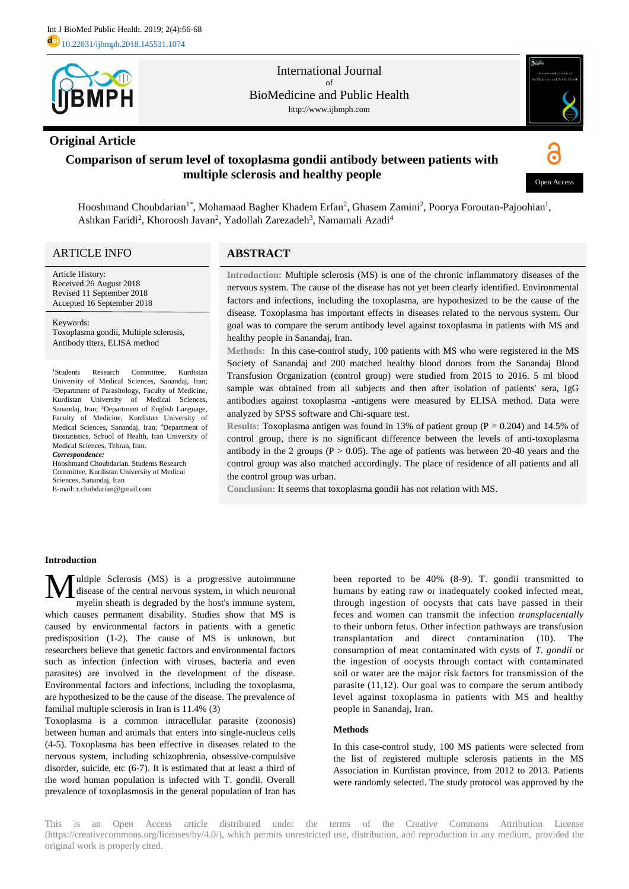## Original Article

# Comparison of serum level of toxoplasma gondii antibody between patients with multiple sclerosis and healthy people

Hooshmand Choubdarian[1*], Mohamaad Bagher Khadem Erfan[2], Ghasem Zamini[2], Poorya Foroutan-Pajoohian[1], Ashkan Faridi[2], Khoroosh Javan[2], Yadollah Zarezadeh[3], Namamali Azadi[4]

## ARTICLE INFO

Article History:
Received 26 August 2018
Revised 11 September 2018
Accepted 16 September 2018

Keywords:
Toxoplasma gondii, Multiple sclerosis, Antibody titers, ELISA method

[1]Students Research Committee, Kurdistan University of Medical Sciences, Sanandaj, Iran; [2]Department of Parasitology, Faculty of Medicine, Kurdistan University of Medical Sciences, Sanandaj, Iran; [3]Department of English Language, Faculty of Medicine, Kurdistan University of Medical Sciences, Sanandaj, Iran; [4]Department of Biostatistics, School of Health, Iran University of Medical Sciences, Tehran, Iran.

***Correspondence:***
Hooshmand Choubdarian. Students Research Committee, Kurdistan University of Medical Sciences, Sanandaj, Iran
E-mail: r.chobdarian@gmail.com

## ABSTRACT

**Introduction:** Multiple sclerosis (MS) is one of the chronic inflammatory diseases of the nervous system. The cause of the disease has not yet been clearly identified. Environmental factors and infections, including the toxoplasma, are hypothesized to be the cause of the disease. Toxoplasma has important effects in diseases related to the nervous system. Our goal was to compare the serum antibody level against toxoplasma in patients with MS and healthy people in Sanandaj, Iran.

**Methods:** In this case-control study, 100 patients with MS who were registered in the MS Society of Sanandaj and 200 matched healthy blood donors from the Sanandaj Blood Transfusion Organization (control group) were studied from 2015 to 2016. 5 ml blood sample was obtained from all subjects and then after isolation of patients' sera, IgG antibodies against toxoplasma -antigens were measured by ELISA method. Data were analyzed by SPSS software and Chi-square test.

**Results:** Toxoplasma antigen was found in 13% of patient group (P = 0.204) and 14.5% of control group, there is no significant difference between the levels of anti-toxoplasma antibody in the 2 groups (P > 0.05). The age of patients was between 20-40 years and the control group was also matched accordingly. The place of residence of all patients and all the control group was urban.

**Conclusion:** It seems that toxoplasma gondii has not relation with MS.

### Introduction

Multiple Sclerosis (MS) is a progressive autoimmune disease of the central nervous system, in which neuronal myelin sheath is degraded by the host's immune system, which causes permanent disability. Studies show that MS is caused by environmental factors in patients with a genetic predisposition (1-2). The cause of MS is unknown, but researchers believe that genetic factors and environmental factors such as infection (infection with viruses, bacteria and even parasites) are involved in the development of the disease. Environmental factors and infections, including the toxoplasma, are hypothesized to be the cause of the disease. The prevalence of familial multiple sclerosis in Iran is 11.4% (3)

Toxoplasma is a common intracellular parasite (zoonosis) between human and animals that enters into single-nucleus cells (4-5). Toxoplasma has been effective in diseases related to the nervous system, including schizophrenia, obsessive-compulsive disorder, suicide, etc (6-7). It is estimated that at least a third of the word human population is infected with T. gondii. Overall prevalence of toxoplasmosis in the general population of Iran has been reported to be 40% (8-9). T. gondii transmitted to humans by eating raw or inadequately cooked infected meat, through ingestion of oocysts that cats have passed in their feces and women can transmit the infection *transplacentally* to their unborn fetus. Other infection pathways are transfusion transplantation and direct contamination (10). The consumption of meat contaminated with cysts of *T. gondii* or the ingestion of oocysts through contact with contaminated soil or water are the major risk factors for transmission of the parasite (11,12). Our goal was to compare the serum antibody level against toxoplasma in patients with MS and healthy people in Sanandaj, Iran.

### Methods

In this case-control study, 100 MS patients were selected from the list of registered multiple sclerosis patients in the MS Association in Kurdistan province, from 2012 to 2013. Patients were randomly selected. The study protocol was approved by the

This is an Open Access article distributed under the terms of the Creative Commons Attribution License (https://creativecommons.org/licenses/by/4.0/), which permits unrestricted use, distribution, and reproduction in any medium, provided the original work is properly cited.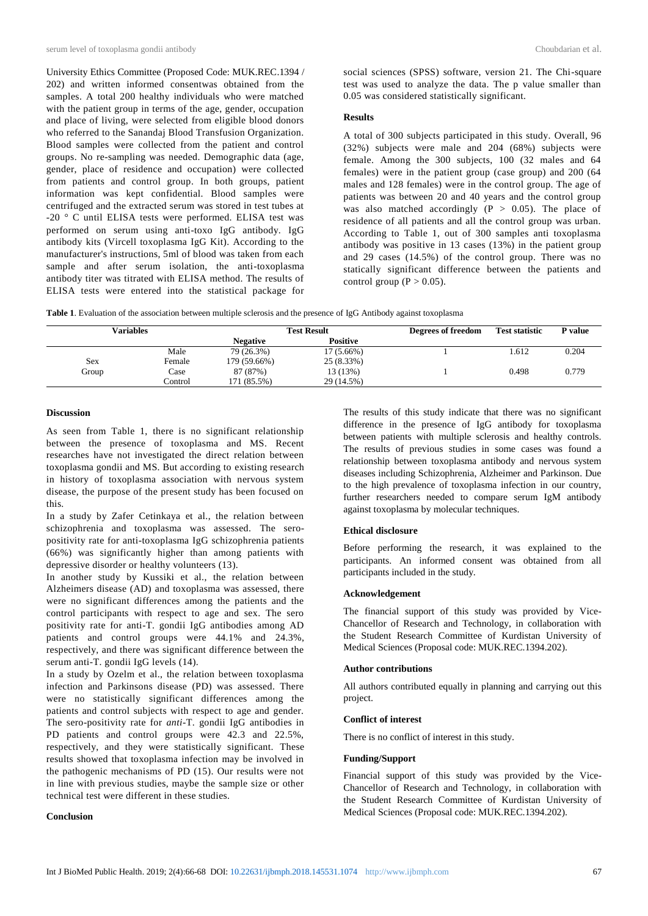University Ethics Committee (Proposed Code: MUK.REC.1394 / 202) and written informed consentwas obtained from the samples. A total 200 healthy individuals who were matched with the patient group in terms of the age, gender, occupation and place of living, were selected from eligible blood donors who referred to the Sanandaj Blood Transfusion Organization. Blood samples were collected from the patient and control groups. No re-sampling was needed. Demographic data (age, gender, place of residence and occupation) were collected from patients and control group. In both groups, patient information was kept confidential. Blood samples were centrifuged and the extracted serum was stored in test tubes at -20 ° C until ELISA tests were performed. ELISA test was performed on serum using anti-toxo IgG antibody. IgG antibody kits (Vircell toxoplasma IgG Kit). According to the manufacturer's instructions, 5ml of blood was taken from each sample and after serum isolation, the anti-toxoplasma antibody titer was titrated with ELISA method. The results of ELISA tests were entered into the statistical package for social sciences (SPSS) software, version 21. The Chi-square test was used to analyze the data. The p value smaller than 0.05 was considered statistically significant.

### Results

A total of 300 subjects participated in this study. Overall, 96 (32%) subjects were male and 204 (68%) subjects were female. Among the 300 subjects, 100 (32 males and 64 females) were in the patient group (case group) and 200 (64 males and 128 females) were in the control group. The age of patients was between 20 and 40 years and the control group was also matched accordingly ($P > 0.05$). The place of residence of all patients and all the control group was urban. According to Table 1, out of 300 samples anti toxoplasma antibody was positive in 13 cases (13%) in the patient group and 29 cases (14.5%) of the control group. There was no statically significant difference between the patients and control group ($P > 0.05$).

**Table 1**. Evaluation of the association between multiple sclerosis and the presence of IgG Antibody against toxoplasma

| Variables | | Test Result | | Degrees of freedom | Test statistic | P value |
|---|---|---|---|---|---|---|
| | | Negative | Positive | | | |
| Sex | Male | 79 (26.3%) | 17 (5.66%) | 1 | 1.612 | 0.204 |
| | Female | 179 (59.66%) | 25 (8.33%) | | | |
| Group | Case | 87 (87%) | 13 (13%) | 1 | 0.498 | 0.779 |
| | Control | 171 (85.5%) | 29 (14.5%) | | | |

### Discussion

As seen from Table 1, there is no significant relationship between the presence of toxoplasma and MS. Recent researches have not investigated the direct relation between toxoplasma gondii and MS. But according to existing research in history of toxoplasma association with nervous system disease, the purpose of the present study has been focused on this.

In a study by Zafer Cetinkaya et al., the relation between schizophrenia and toxoplasma was assessed. The sero-positivity rate for anti-toxoplasma IgG schizophrenia patients (66%) was significantly higher than among patients with depressive disorder or healthy volunteers (13).

In another study by Kussiki et al., the relation between Alzheimers disease (AD) and toxoplasma was assessed, there were no significant differences among the patients and the control participants with respect to age and sex. The sero positivity rate for anti-T. gondii IgG antibodies among AD patients and control groups were 44.1% and 24.3%, respectively, and there was significant difference between the serum anti-T. gondii IgG levels (14).

In a study by Ozelm et al., the relation between toxoplasma infection and Parkinsons disease (PD) was assessed. There were no statistically significant differences among the patients and control subjects with respect to age and gender. The sero-positivity rate for *anti*-T. gondii IgG antibodies in PD patients and control groups were 42.3 and 22.5%, respectively, and they were statistically significant. These results showed that toxoplasma infection may be involved in the pathogenic mechanisms of PD (15). Our results were not in line with previous studies, maybe the sample size or other technical test were different in these studies.

### Conclusion

The results of this study indicate that there was no significant difference in the presence of IgG antibody for toxoplasma between patients with multiple sclerosis and healthy controls. The results of previous studies in some cases was found a relationship between toxoplasma antibody and nervous system diseases including Schizophrenia, Alzheimer and Parkinson. Due to the high prevalence of toxoplasma infection in our country, further researchers needed to compare serum IgM antibody against toxoplasma by molecular techniques.

### Ethical disclosure

Before performing the research, it was explained to the participants. An informed consent was obtained from all participants included in the study.

### Acknowledgement

The financial support of this study was provided by Vice-Chancellor of Research and Technology, in collaboration with the Student Research Committee of Kurdistan University of Medical Sciences (Proposal code: MUK.REC.1394.202).

### Author contributions

All authors contributed equally in planning and carrying out this project.

### Conflict of interest

There is no conflict of interest in this study.

### Funding/Support

Financial support of this study was provided by the Vice-Chancellor of Research and Technology, in collaboration with the Student Research Committee of Kurdistan University of Medical Sciences (Proposal code: MUK.REC.1394.202).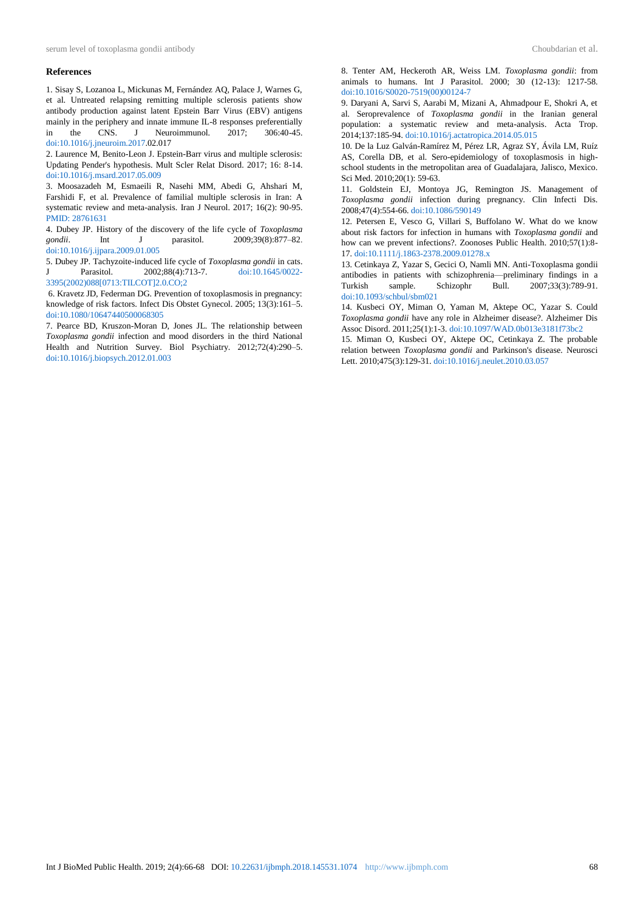### References

1. Sisay S, Lozanoa L, Mickunas M, Fernández AQ, Palace J, Warnes G, et al. Untreated relapsing remitting multiple sclerosis patients show antibody production against latent Epstein Barr Virus (EBV) antigens mainly in the periphery and innate immune IL-8 responses preferentially in the CNS. J Neuroimmunol. 2017; 306:40-45. doi:10.1016/j.jneuroim.2017.02.017

2. Laurence M, Benito-Leon J. Epstein-Barr virus and multiple sclerosis: Updating Pender's hypothesis. Mult Scler Relat Disord. 2017; 16: 8-14. doi:10.1016/j.msard.2017.05.009

3. Moosazadeh M, Esmaeili R, Nasehi MM, Abedi G, Ahshari M, Farshidi F, et al. Prevalence of familial multiple sclerosis in Iran: A systematic review and meta-analysis. Iran J Neurol. 2017; 16(2): 90-95. PMID: 28761631

4. Dubey JP. History of the discovery of the life cycle of *Toxoplasma gondii*. Int J parasitol. 2009;39(8):877–82. doi:10.1016/j.ijpara.2009.01.005

5. Dubey JP. Tachyzoite-induced life cycle of *Toxoplasma gondii* in cats. J Parasitol. 2002;88(4):713-7. doi:10.1645/0022-3395(2002)088[0713:TILCOT]2.0.CO;2

6. Kravetz JD, Federman DG. Prevention of toxoplasmosis in pregnancy: knowledge of risk factors. Infect Dis Obstet Gynecol. 2005; 13(3):161–5. doi:10.1080/10647440500068305

7. Pearce BD, Kruszon-Moran D, Jones JL. The relationship between *Toxoplasma gondii* infection and mood disorders in the third National Health and Nutrition Survey. Biol Psychiatry. 2012;72(4):290–5. doi:10.1016/j.biopsych.2012.01.003

8. Tenter AM, Heckeroth AR, Weiss LM. *Toxoplasma gondii*: from animals to humans. Int J Parasitol. 2000; 30 (12-13): 1217-58. doi:10.1016/S0020-7519(00)00124-7

9. Daryani A, Sarvi S, Aarabi M, Mizani A, Ahmadpour E, Shokri A, et al. Seroprevalence of *Toxoplasma gondii* in the Iranian general population: a systematic review and meta-analysis. Acta Trop. 2014;137:185-94. doi:10.1016/j.actatropica.2014.05.015

10. De la Luz Galván-Ramírez M, Pérez LR, Agraz SY, Ávila LM, Ruíz AS, Corella DB, et al. Sero-epidemiology of toxoplasmosis in high-school students in the metropolitan area of Guadalajara, Jalisco, Mexico. Sci Med. 2010;20(1): 59-63.

11. Goldstein EJ, Montoya JG, Remington JS. Management of *Toxoplasma gondii* infection during pregnancy. Clin Infecti Dis. 2008;47(4):554-66. doi:10.1086/590149

12. Petersen E, Vesco G, Villari S, Buffolano W. What do we know about risk factors for infection in humans with *Toxoplasma gondii* and how can we prevent infections?. Zoonoses Public Health. 2010;57(1):8-17. doi:10.1111/j.1863-2378.2009.01278.x

13. Cetinkaya Z, Yazar S, Gecici O, Namli MN. Anti-Toxoplasma gondii antibodies in patients with schizophrenia—preliminary findings in a Turkish sample. Schizophr Bull. 2007;33(3):789-91. doi:10.1093/schbul/sbm021

14. Kusbeci OY, Miman O, Yaman M, Aktepe OC, Yazar S. Could *Toxoplasma gondii* have any role in Alzheimer disease?. Alzheimer Dis Assoc Disord. 2011;25(1):1-3. doi:10.1097/WAD.0b013e3181f73bc2

15. Miman O, Kusbeci OY, Aktepe OC, Cetinkaya Z. The probable relation between *Toxoplasma gondii* and Parkinson's disease. Neurosci Lett. 2010;475(3):129-31. doi:10.1016/j.neulet.2010.03.057